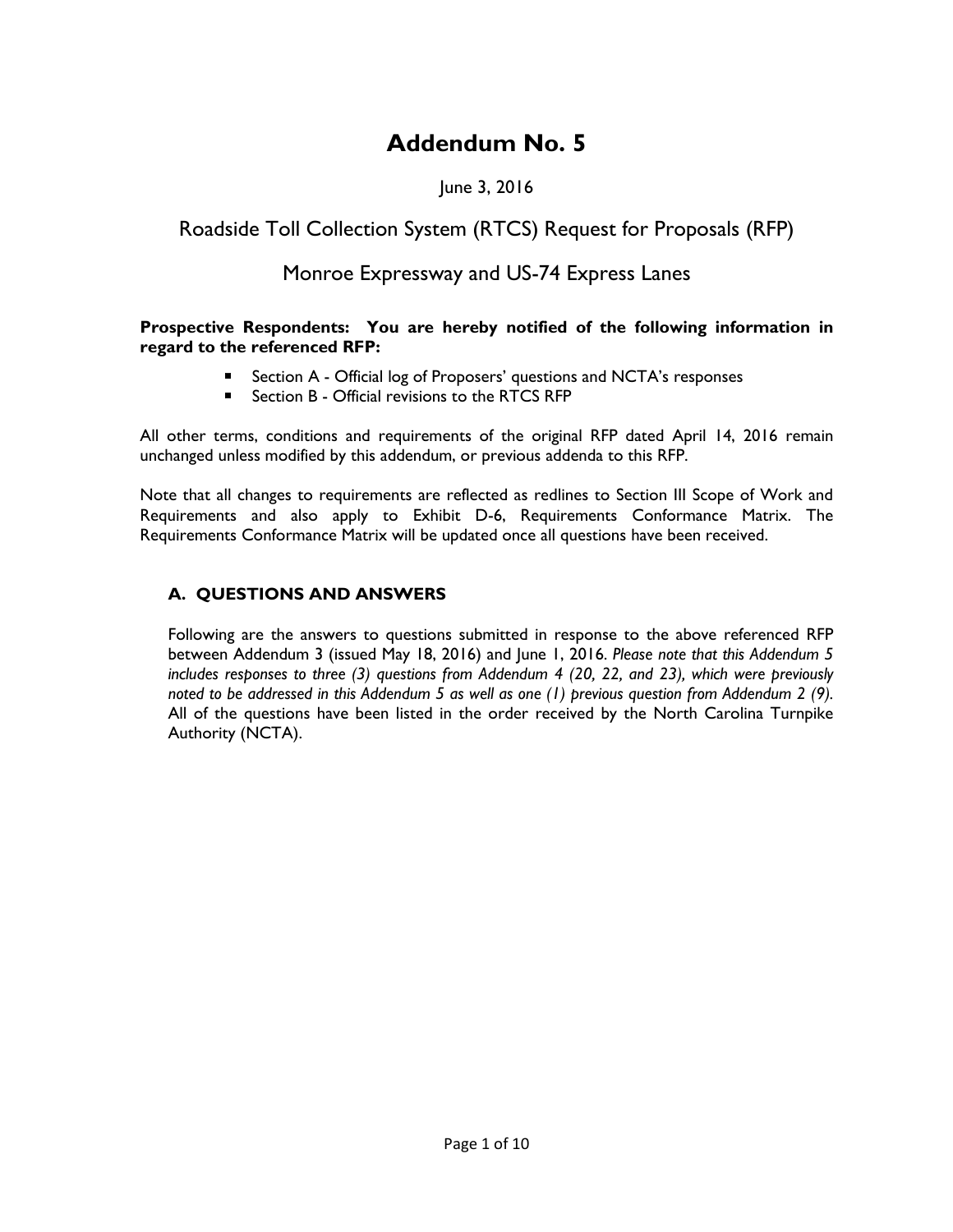# Addendum No. 5

June 3, 2016

## Roadside Toll Collection System (RTCS) Request for Proposals (RFP)

## Monroe Expressway and US-74 Express Lanes

**Prospective Respondents: You are hereby notified of the following information in regard to the referenced RFP:**

- Section A - Official log of Proposers' questions and NCTA's responses
- Section B - Official revisions to the RTCS RFP

All other terms, conditions and requirements of the original RFP dated April 14, 2016 remain unchanged unless modified by this addendum, or previous addenda to this RFP.

Note that all changes to requirements are reflected as redlines to Section III Scope of Work and Requirements and also apply to Exhibit D-6, Requirements Conformance Matrix. The Requirements Conformance Matrix will be updated once all questions have been received.

### A. QUESTIONS AND ANSWERS

Following are the answers to questions submitted in response to the above referenced RFP between Addendum 3 (issued May 18, 2016) and June 1, 2016. *Please note that this Addendum 5 includes responses to three (3) questions from Addendum 4 (20, 22, and 23), which were previously noted to be addressed in this Addendum 5 as well as one (1) previous question from Addendum 2 (9).* All of the questions have been listed in the order received by the North Carolina Turnpike Authority (NCTA).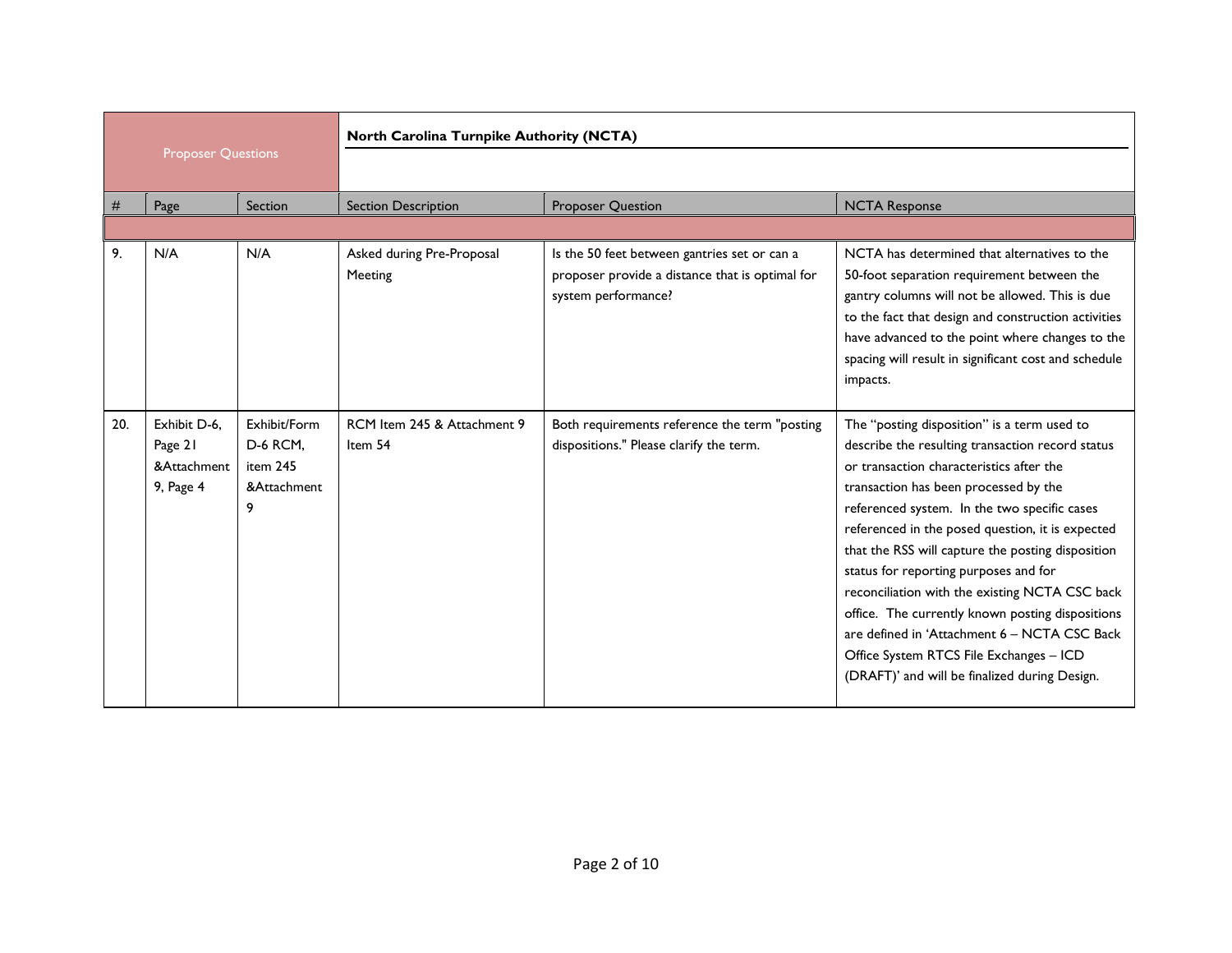| Proposer Questions | | | North Carolina Turnpike Authority (NCTA) | | |
|---|---|---|---|---|---|
| # | Page | Section | Section Description | Proposer Question | NCTA Response |
| | | | | | |
| 9. | N/A | N/A | Asked during Pre-Proposal Meeting | Is the 50 feet between gantries set or can a proposer provide a distance that is optimal for system performance? | NCTA has determined that alternatives to the 50-foot separation requirement between the gantry columns will not be allowed. This is due to the fact that design and construction activities have advanced to the point where changes to the spacing will result in significant cost and schedule impacts. |
| 20. | Exhibit D-6, Page 21 &Attachment 9, Page 4 | Exhibit/Form D-6 RCM, item 245 &Attachment 9 | RCM Item 245 & Attachment 9 Item 54 | Both requirements reference the term "posting dispositions." Please clarify the term. | The "posting disposition" is a term used to describe the resulting transaction record status or transaction characteristics after the transaction has been processed by the referenced system. In the two specific cases referenced in the posed question, it is expected that the RSS will capture the posting disposition status for reporting purposes and for reconciliation with the existing NCTA CSC back office. The currently known posting dispositions are defined in 'Attachment 6 – NCTA CSC Back Office System RTCS File Exchanges – ICD (DRAFT)' and will be finalized during Design. |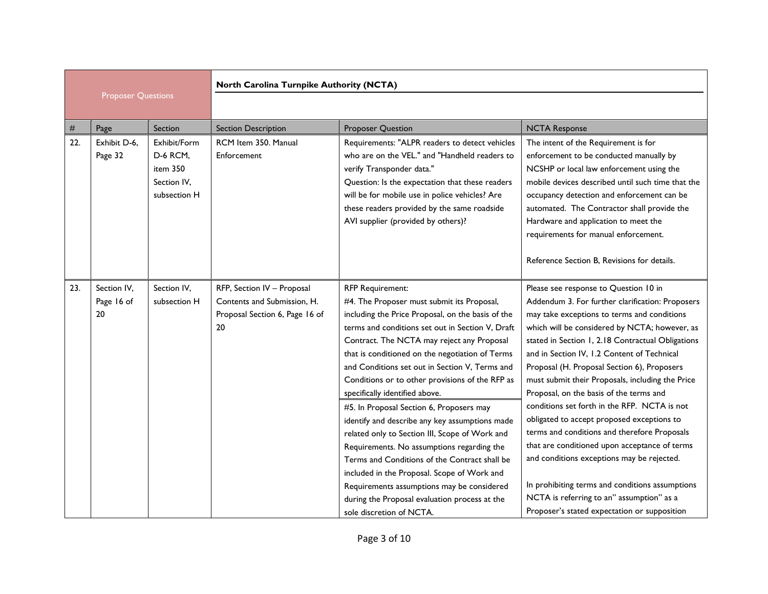| Proposer Questions | | | | North Carolina Turnpike Authority (NCTA) | |
|---|---|---|---|---|---|
| # | Page | Section | Section Description | Proposer Question | NCTA Response |
| 22. | Exhibit D-6, Page 32 | Exhibit/Form D-6 RCM, item 350 Section IV, subsection H | RCM Item 350. Manual Enforcement | Requirements: "ALPR readers to detect vehicles who are on the VEL." and "Handheld readers to verify Transponder data."<br>Question: Is the expectation that these readers will be for mobile use in police vehicles? Are these readers provided by the same roadside AVI supplier (provided by others)? | The intent of the Requirement is for enforcement to be conducted manually by NCSHP or local law enforcement using the mobile devices described until such time that the occupancy detection and enforcement can be automated. The Contractor shall provide the Hardware and application to meet the requirements for manual enforcement.<br><br>Reference Section B, Revisions for details. |
| 23. | Section IV, Page 16 of 20 | Section IV, subsection H | RFP, Section IV – Proposal Contents and Submission, H. Proposal Section 6, Page 16 of 20 | RFP Requirement:<br>#4. The Proposer must submit its Proposal, including the Price Proposal, on the basis of the terms and conditions set out in Section V, Draft Contract. The NCTA may reject any Proposal that is conditioned on the negotiation of Terms and Conditions set out in Section V, Terms and Conditions or to other provisions of the RFP as specifically identified above.<br><br>#5. In Proposal Section 6, Proposers may identify and describe any key assumptions made related only to Section III, Scope of Work and Requirements. No assumptions regarding the Terms and Conditions of the Contract shall be included in the Proposal. Scope of Work and Requirements assumptions may be considered during the Proposal evaluation process at the sole discretion of NCTA. | Please see response to Question 10 in Addendum 3. For further clarification: Proposers may take exceptions to terms and conditions which will be considered by NCTA; however, as stated in Section 1, 2.18 Contractual Obligations and in Section IV, 1.2 Content of Technical Proposal (H. Proposal Section 6), Proposers must submit their Proposals, including the Price Proposal, on the basis of the terms and conditions set forth in the RFP. NCTA is not obligated to accept proposed exceptions to terms and conditions and therefore Proposals that are conditioned upon acceptance of terms and conditions exceptions may be rejected.<br><br>In prohibiting terms and conditions assumptions NCTA is referring to an" assumption" as a Proposer's stated expectation or supposition |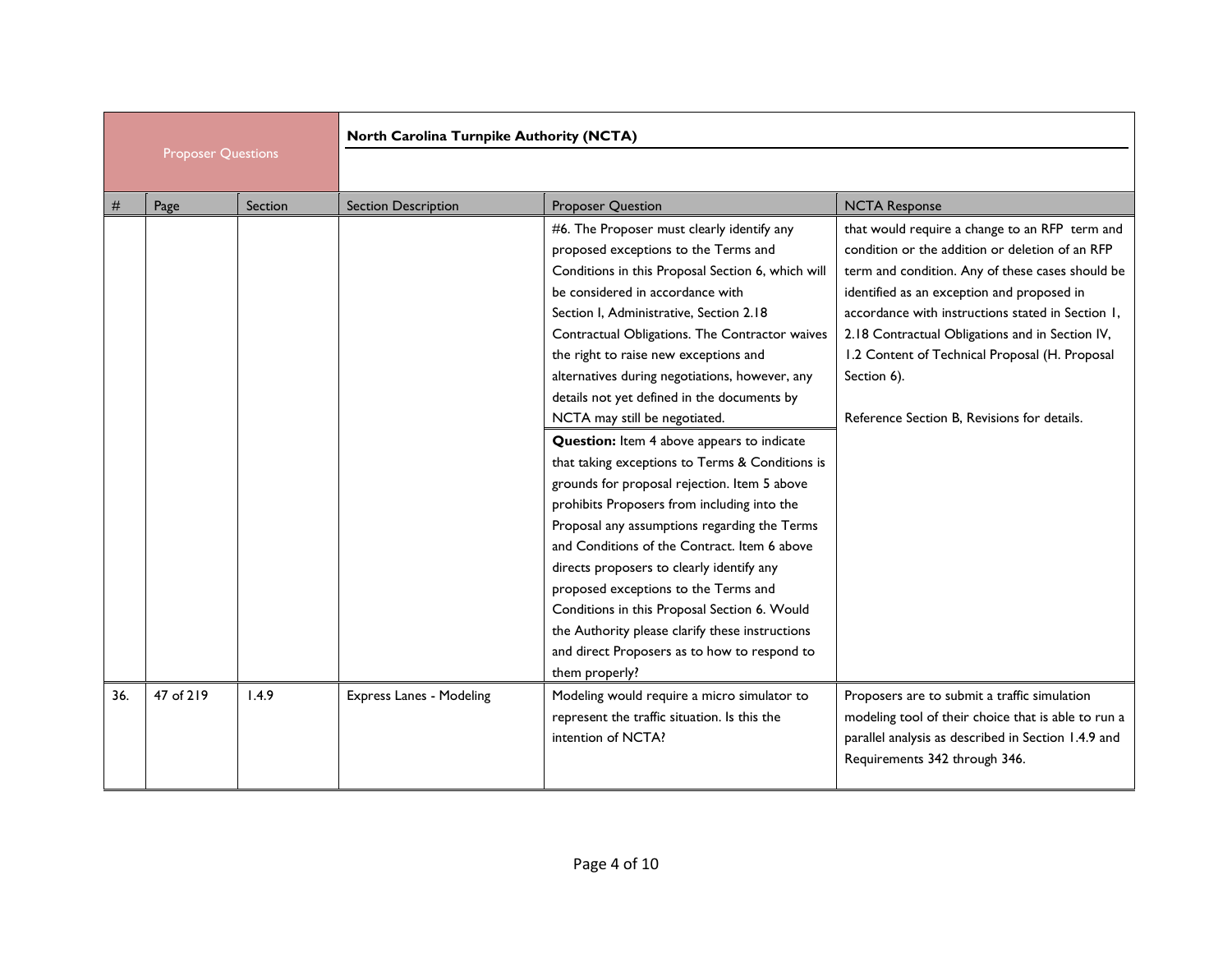| Proposer Questions | | | | North Carolina Turnpike Authority (NCTA) | |
|---|---|---|---|---|---|
| # | Page | Section | Section Description | Proposer Question | NCTA Response |
| | | | | #6. The Proposer must clearly identify any proposed exceptions to the Terms and Conditions in this Proposal Section 6, which will be considered in accordance with Section I, Administrative, Section 2.18 Contractual Obligations. The Contractor waives the right to raise new exceptions and alternatives during negotiations, however, any details not yet defined in the documents by NCTA may still be negotiated.<br><br>**Question:** Item 4 above appears to indicate that taking exceptions to Terms & Conditions is grounds for proposal rejection. Item 5 above prohibits Proposers from including into the Proposal any assumptions regarding the Terms and Conditions of the Contract. Item 6 above directs proposers to clearly identify any proposed exceptions to the Terms and Conditions in this Proposal Section 6. Would the Authority please clarify these instructions and direct Proposers as to how to respond to them properly? | that would require a change to an RFP term and condition or the addition or deletion of an RFP term and condition. Any of these cases should be identified as an exception and proposed in accordance with instructions stated in Section 1, 2.18 Contractual Obligations and in Section IV, 1.2 Content of Technical Proposal (H. Proposal Section 6).<br><br>Reference Section B, Revisions for details. |
| 36. | 47 of 219 | 1.4.9 | Express Lanes - Modeling | Modeling would require a micro simulator to represent the traffic situation. Is this the intention of NCTA? | Proposers are to submit a traffic simulation modeling tool of their choice that is able to run a parallel analysis as described in Section 1.4.9 and Requirements 342 through 346. |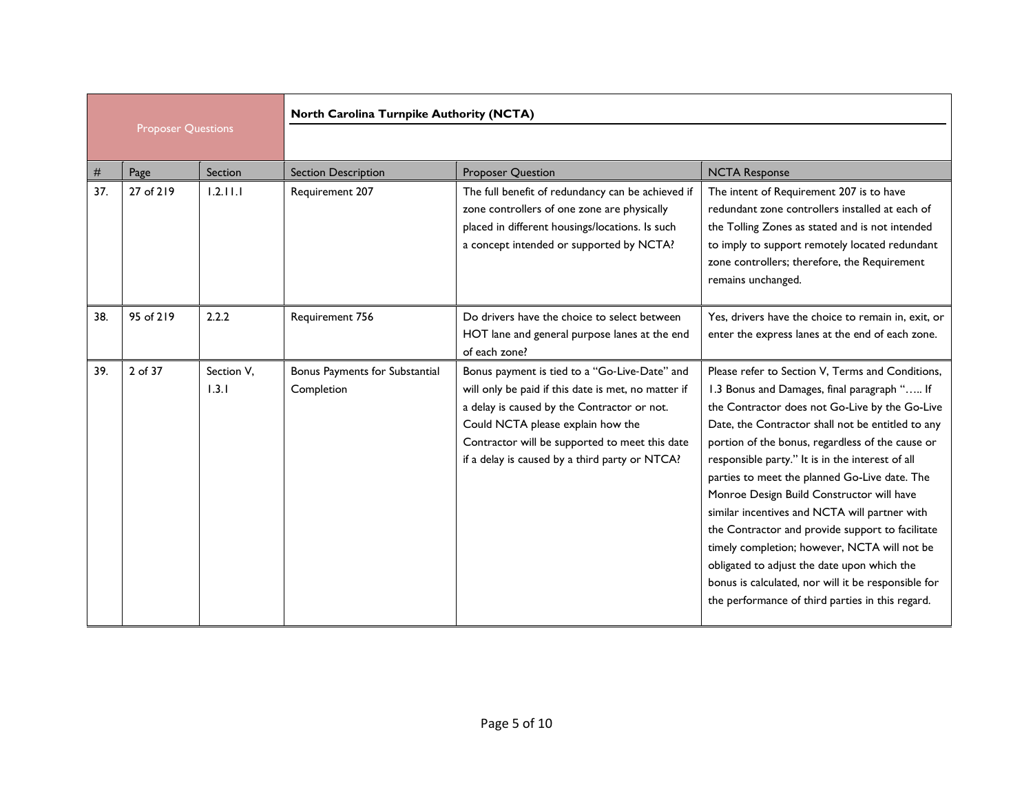| Proposer Questions | | | North Carolina Turnpike Authority (NCTA) | | |
|---|---|---|---|---|---|
| # | Page | Section | Section Description | Proposer Question | NCTA Response |
| 37. | 27 of 219 | 1.2.11.1 | Requirement 207 | The full benefit of redundancy can be achieved if zone controllers of one zone are physically placed in different housings/locations. Is such a concept intended or supported by NCTA? | The intent of Requirement 207 is to have redundant zone controllers installed at each of the Tolling Zones as stated and is not intended to imply to support remotely located redundant zone controllers; therefore, the Requirement remains unchanged. |
| 38. | 95 of 219 | 2.2.2 | Requirement 756 | Do drivers have the choice to select between HOT lane and general purpose lanes at the end of each zone? | Yes, drivers have the choice to remain in, exit, or enter the express lanes at the end of each zone. |
| 39. | 2 of 37 | Section V, 1.3.1 | Bonus Payments for Substantial Completion | Bonus payment is tied to a "Go-Live-Date" and will only be paid if this date is met, no matter if a delay is caused by the Contractor or not. Could NCTA please explain how the Contractor will be supported to meet this date if a delay is caused by a third party or NTCA? | Please refer to Section V, Terms and Conditions, 1.3 Bonus and Damages, final paragraph "….. If the Contractor does not Go-Live by the Go-Live Date, the Contractor shall not be entitled to any portion of the bonus, regardless of the cause or responsible party." It is in the interest of all parties to meet the planned Go-Live date. The Monroe Design Build Constructor will have similar incentives and NCTA will partner with the Contractor and provide support to facilitate timely completion; however, NCTA will not be obligated to adjust the date upon which the bonus is calculated, nor will it be responsible for the performance of third parties in this regard. |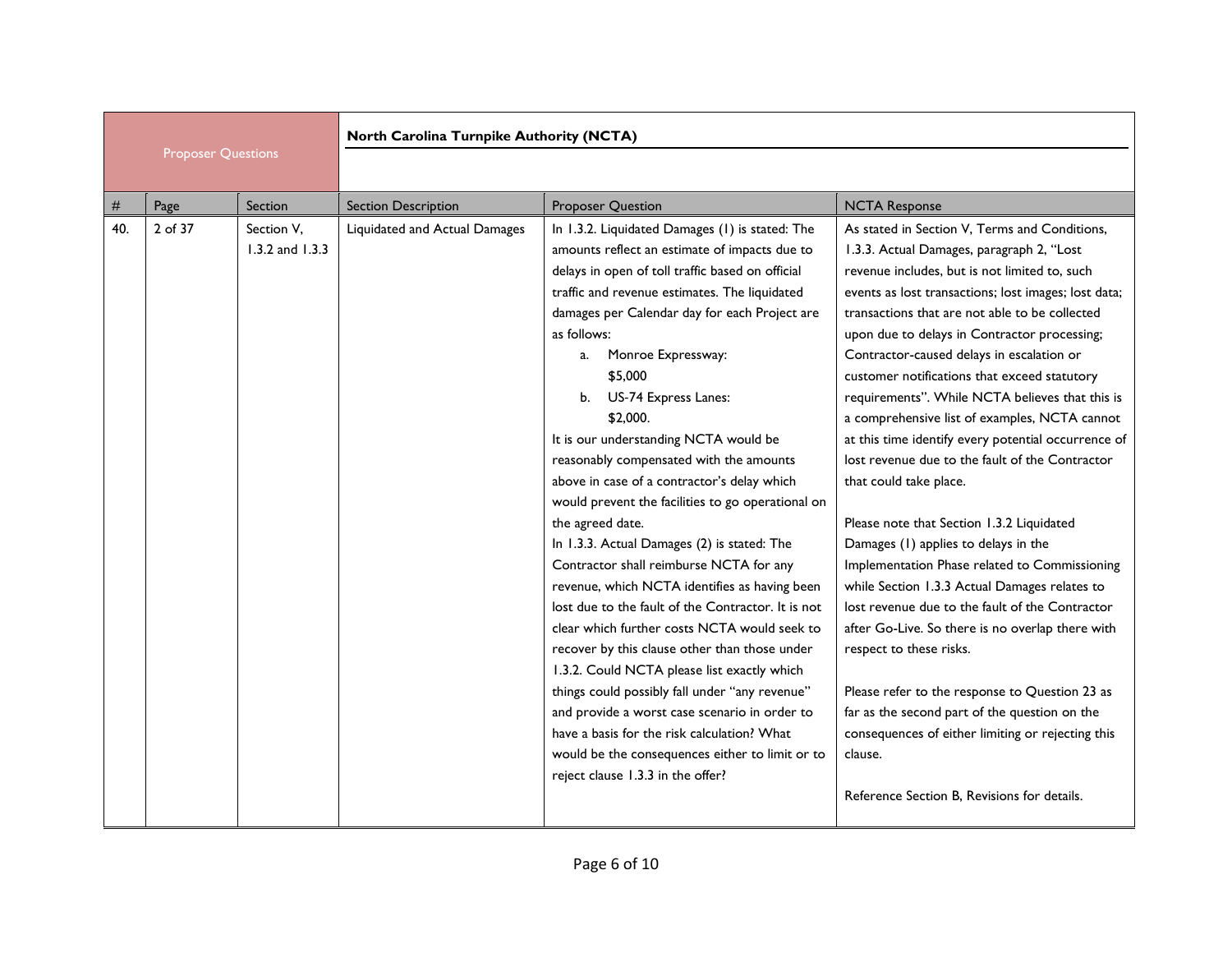| Proposer Questions | | | | North Carolina Turnpike Authority (NCTA) | |
|---|---|---|---|---|---|
| # | Page | Section | Section Description | Proposer Question | NCTA Response |
| 40. | 2 of 37 | Section V, 1.3.2 and 1.3.3 | Liquidated and Actual Damages | In 1.3.2. Liquidated Damages (1) is stated: The amounts reflect an estimate of impacts due to delays in open of toll traffic based on official traffic and revenue estimates. The liquidated damages per Calendar day for each Project are as follows:<br>a. Monroe Expressway: $5,000<br>b. US-74 Express Lanes: $2,000.<br>It is our understanding NCTA would be reasonably compensated with the amounts above in case of a contractor's delay which would prevent the facilities to go operational on the agreed date.<br>In 1.3.3. Actual Damages (2) is stated: The Contractor shall reimburse NCTA for any revenue, which NCTA identifies as having been lost due to the fault of the Contractor. It is not clear which further costs NCTA would seek to recover by this clause other than those under 1.3.2. Could NCTA please list exactly which things could possibly fall under "any revenue" and provide a worst case scenario in order to have a basis for the risk calculation? What would be the consequences either to limit or to reject clause 1.3.3 in the offer? | As stated in Section V, Terms and Conditions, 1.3.3. Actual Damages, paragraph 2, "Lost revenue includes, but is not limited to, such events as lost transactions; lost images; lost data; transactions that are not able to be collected upon due to delays in Contractor processing; Contractor-caused delays in escalation or customer notifications that exceed statutory requirements". While NCTA believes that this is a comprehensive list of examples, NCTA cannot at this time identify every potential occurrence of lost revenue due to the fault of the Contractor that could take place.<br><br>Please note that Section 1.3.2 Liquidated Damages (1) applies to delays in the Implementation Phase related to Commissioning while Section 1.3.3 Actual Damages relates to lost revenue due to the fault of the Contractor after Go-Live. So there is no overlap there with respect to these risks.<br><br>Please refer to the response to Question 23 as far as the second part of the question on the consequences of either limiting or rejecting this clause.<br><br>Reference Section B, Revisions for details. |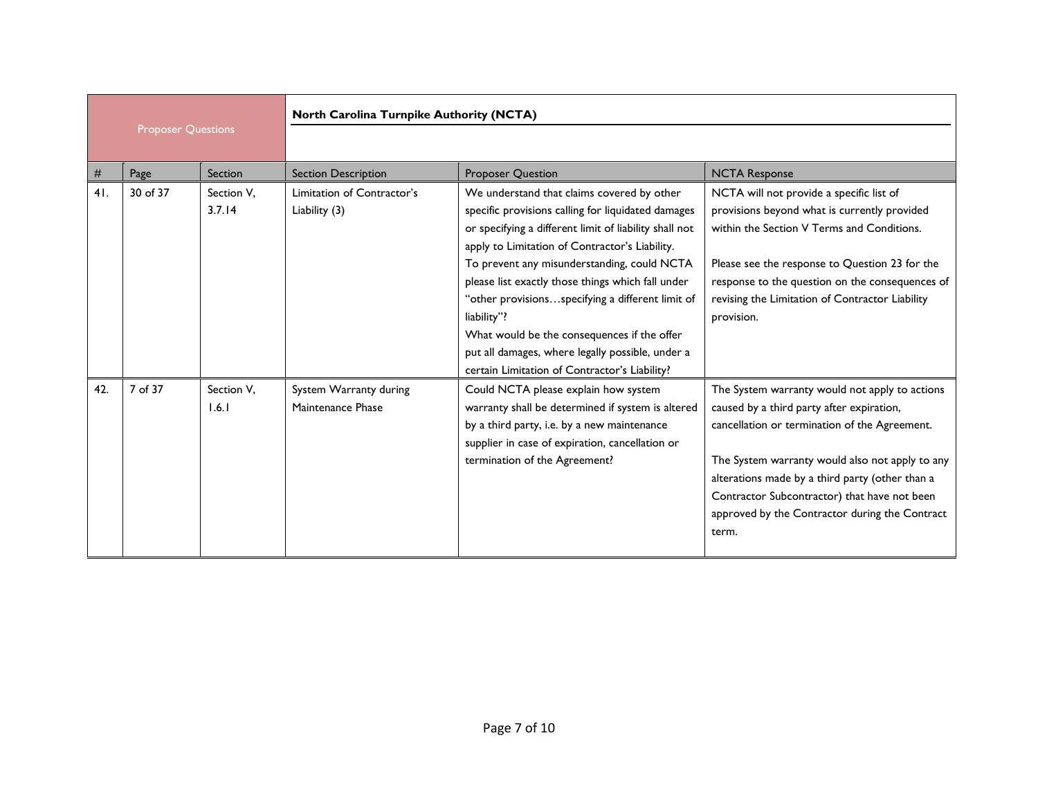| Proposer Questions | | | North Carolina Turnpike Authority (NCTA) | | |
|---|---|---|---|---|---|
| # | Page | Section | Section Description | Proposer Question | NCTA Response |
| 41. | 30 of 37 | Section V, 3.7.14 | Limitation of Contractor's Liability (3) | We understand that claims covered by other specific provisions calling for liquidated damages or specifying a different limit of liability shall not apply to Limitation of Contractor's Liability. To prevent any misunderstanding, could NCTA please list exactly those things which fall under "other provisions…specifying a different limit of liability"? What would be the consequences if the offer put all damages, where legally possible, under a certain Limitation of Contractor's Liability? | NCTA will not provide a specific list of provisions beyond what is currently provided within the Section V Terms and Conditions.<br><br>Please see the response to Question 23 for the response to the question on the consequences of revising the Limitation of Contractor Liability provision. |
| 42. | 7 of 37 | Section V, 1.6.1 | System Warranty during Maintenance Phase | Could NCTA please explain how system warranty shall be determined if system is altered by a third party, i.e. by a new maintenance supplier in case of expiration, cancellation or termination of the Agreement? | The System warranty would not apply to actions caused by a third party after expiration, cancellation or termination of the Agreement.<br><br>The System warranty would also not apply to any alterations made by a third party (other than a Contractor Subcontractor) that have not been approved by the Contractor during the Contract term. |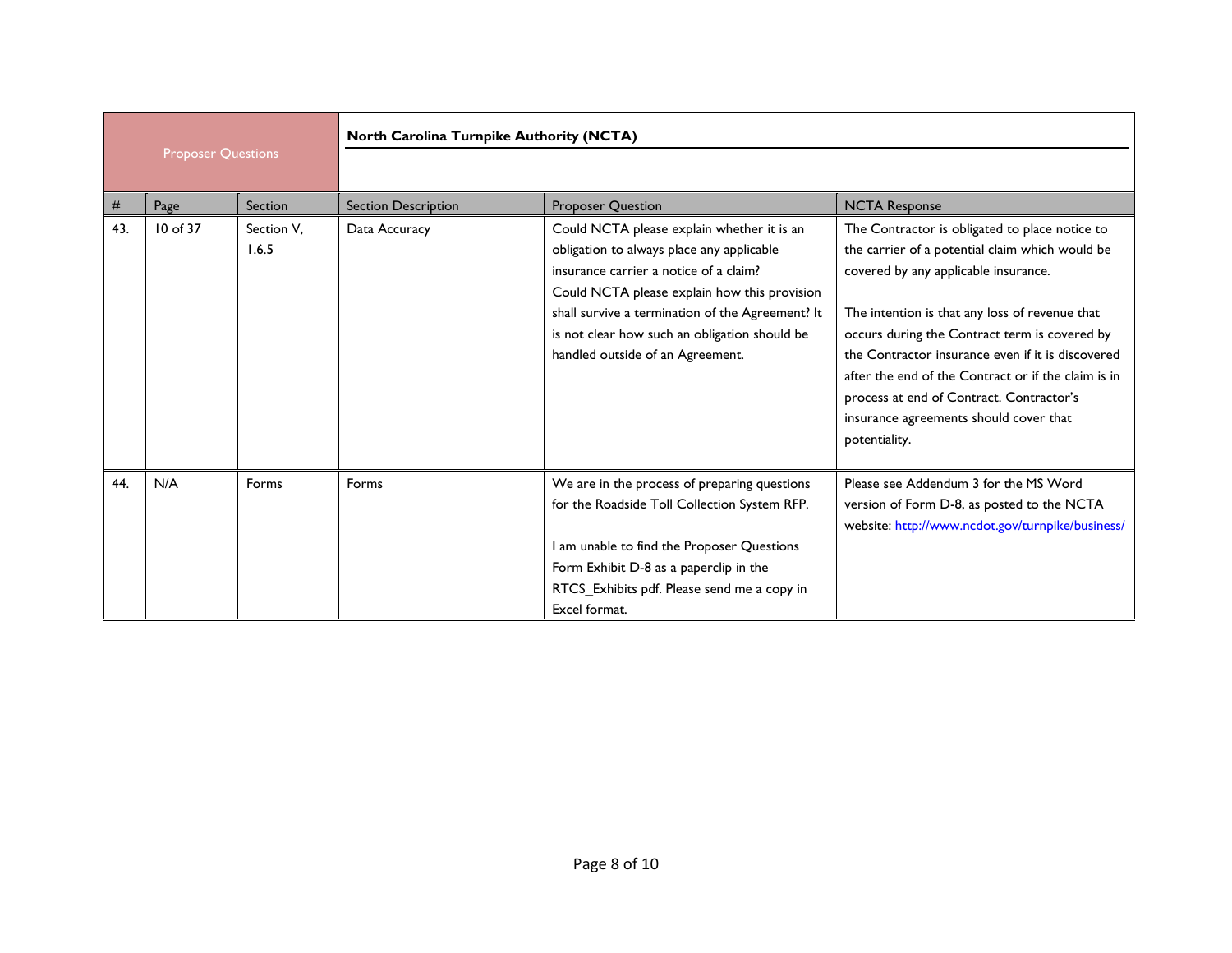| Proposer Questions | | | North Carolina Turnpike Authority (NCTA) | | |
|---|---|---|---|---|---|
| # | Page | Section | Section Description | Proposer Question | NCTA Response |
| 43. | 10 of 37 | Section V, 1.6.5 | Data Accuracy | Could NCTA please explain whether it is an obligation to always place any applicable insurance carrier a notice of a claim?<br>Could NCTA please explain how this provision shall survive a termination of the Agreement? It is not clear how such an obligation should be handled outside of an Agreement. | The Contractor is obligated to place notice to the carrier of a potential claim which would be covered by any applicable insurance.<br><br>The intention is that any loss of revenue that occurs during the Contract term is covered by the Contractor insurance even if it is discovered after the end of the Contract or if the claim is in process at end of Contract. Contractor's insurance agreements should cover that potentiality. |
| 44. | N/A | Forms | Forms | We are in the process of preparing questions for the Roadside Toll Collection System RFP.<br><br>I am unable to find the Proposer Questions Form Exhibit D-8 as a paperclip in the RTCS_Exhibits pdf. Please send me a copy in Excel format. | Please see Addendum 3 for the MS Word version of Form D-8, as posted to the NCTA website: http://www.ncdot.gov/turnpike/business/ |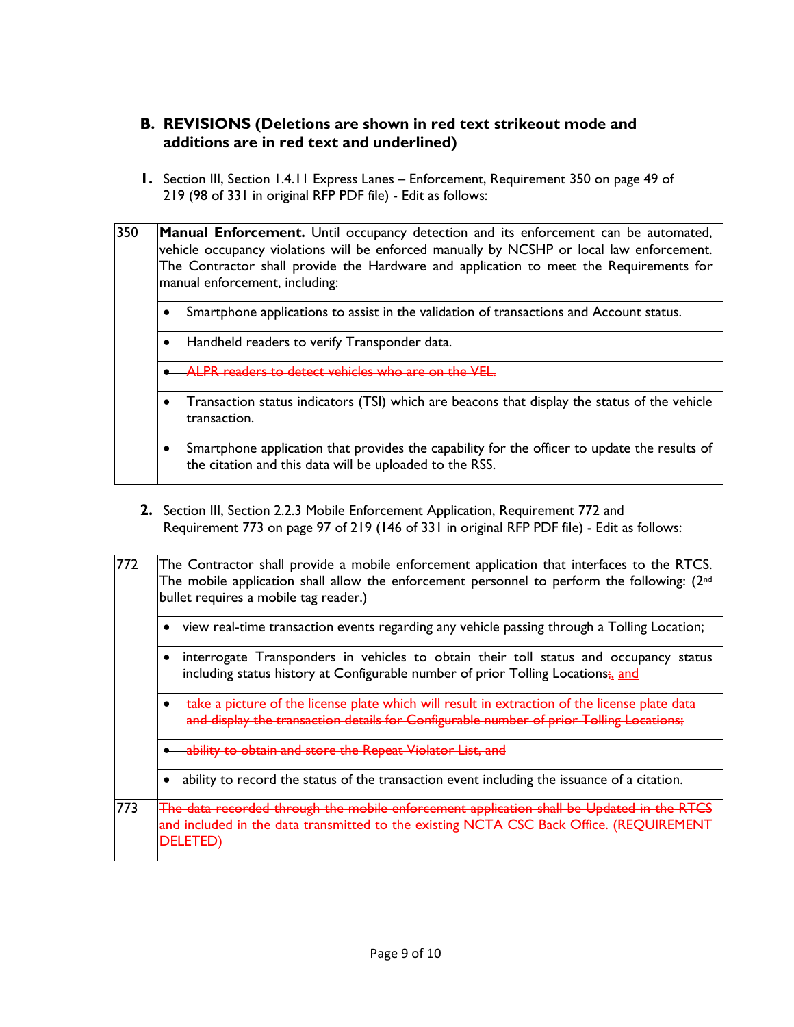## B. REVISIONS (Deletions are shown in red text strikeout mode and additions are in red text and underlined)

1. Section III, Section 1.4.11 Express Lanes – Enforcement, Requirement 350 on page 49 of 219 (98 of 331 in original RFP PDF file) - Edit as follows:

| | |
|---|---|
| 350 | **Manual Enforcement.** Until occupancy detection and its enforcement can be automated, vehicle occupancy violations will be enforced manually by NCSHP or local law enforcement. The Contractor shall provide the Hardware and application to meet the Requirements for manual enforcement, including: |
| | • Smartphone applications to assist in the validation of transactions and Account status. |
| | • Handheld readers to verify Transponder data. |
| | ~~• ALPR readers to detect vehicles who are on the VEL.~~ |
| | • Transaction status indicators (TSI) which are beacons that display the status of the vehicle transaction. |
| | • Smartphone application that provides the capability for the officer to update the results of the citation and this data will be uploaded to the RSS. |

2. Section III, Section 2.2.3 Mobile Enforcement Application, Requirement 772 and Requirement 773 on page 97 of 219 (146 of 331 in original RFP PDF file) - Edit as follows:

| | |
|---|---|
| 772 | The Contractor shall provide a mobile enforcement application that interfaces to the RTCS. The mobile application shall allow the enforcement personnel to perform the following: (2nd bullet requires a mobile tag reader.) |
| | • view real-time transaction events regarding any vehicle passing through a Tolling Location; |
| | • interrogate Transponders in vehicles to obtain their toll status and occupancy status including status history at Configurable number of prior Tolling Locations~~;~~, <u>and</u> |
| | ~~• take a picture of the license plate which will result in extraction of the license plate data and display the transaction details for Configurable number of prior Tolling Locations;~~ |
| | ~~• ability to obtain and store the Repeat Violator List, and~~ |
| | • ability to record the status of the transaction event including the issuance of a citation. |
| 773 | ~~The data recorded through the mobile enforcement application shall be Updated in the RTCS and included in the data transmitted to the existing NCTA CSC Back Office.~~ <u>(REQUIREMENT DELETED)</u> |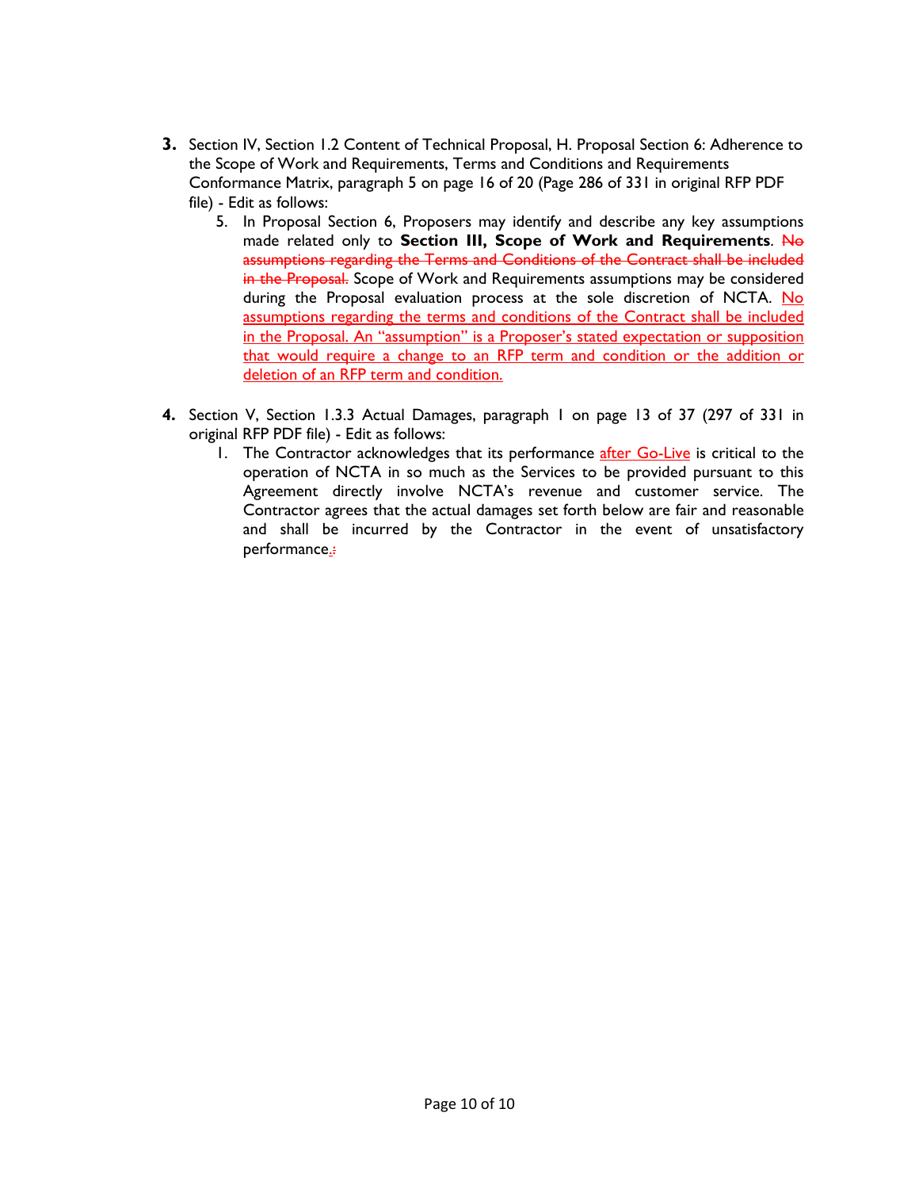3. Section IV, Section 1.2 Content of Technical Proposal, H. Proposal Section 6: Adherence to the Scope of Work and Requirements, Terms and Conditions and Requirements Conformance Matrix, paragraph 5 on page 16 of 20 (Page 286 of 331 in original RFP PDF file) - Edit as follows:

    5. In Proposal Section 6, Proposers may identify and describe any key assumptions made related only to **Section III, Scope of Work and Requirements**. ~~No assumptions regarding the Terms and Conditions of the Contract shall be included in the Proposal.~~ Scope of Work and Requirements assumptions may be considered during the Proposal evaluation process at the sole discretion of NCTA. <u>No assumptions regarding the terms and conditions of the Contract shall be included in the Proposal. An "assumption" is a Proposer's stated expectation or supposition that would require a change to an RFP term and condition or the addition or deletion of an RFP term and condition.</u>

4. Section V, Section 1.3.3 Actual Damages, paragraph 1 on page 13 of 37 (297 of 331 in original RFP PDF file) - Edit as follows:

    1. The Contractor acknowledges that its performance <u>after Go-Live</u> is critical to the operation of NCTA in so much as the Services to be provided pursuant to this Agreement directly involve NCTA's revenue and customer service. The Contractor agrees that the actual damages set forth below are fair and reasonable and shall be incurred by the Contractor in the event of unsatisfactory performance<u>.</u>~~:~~